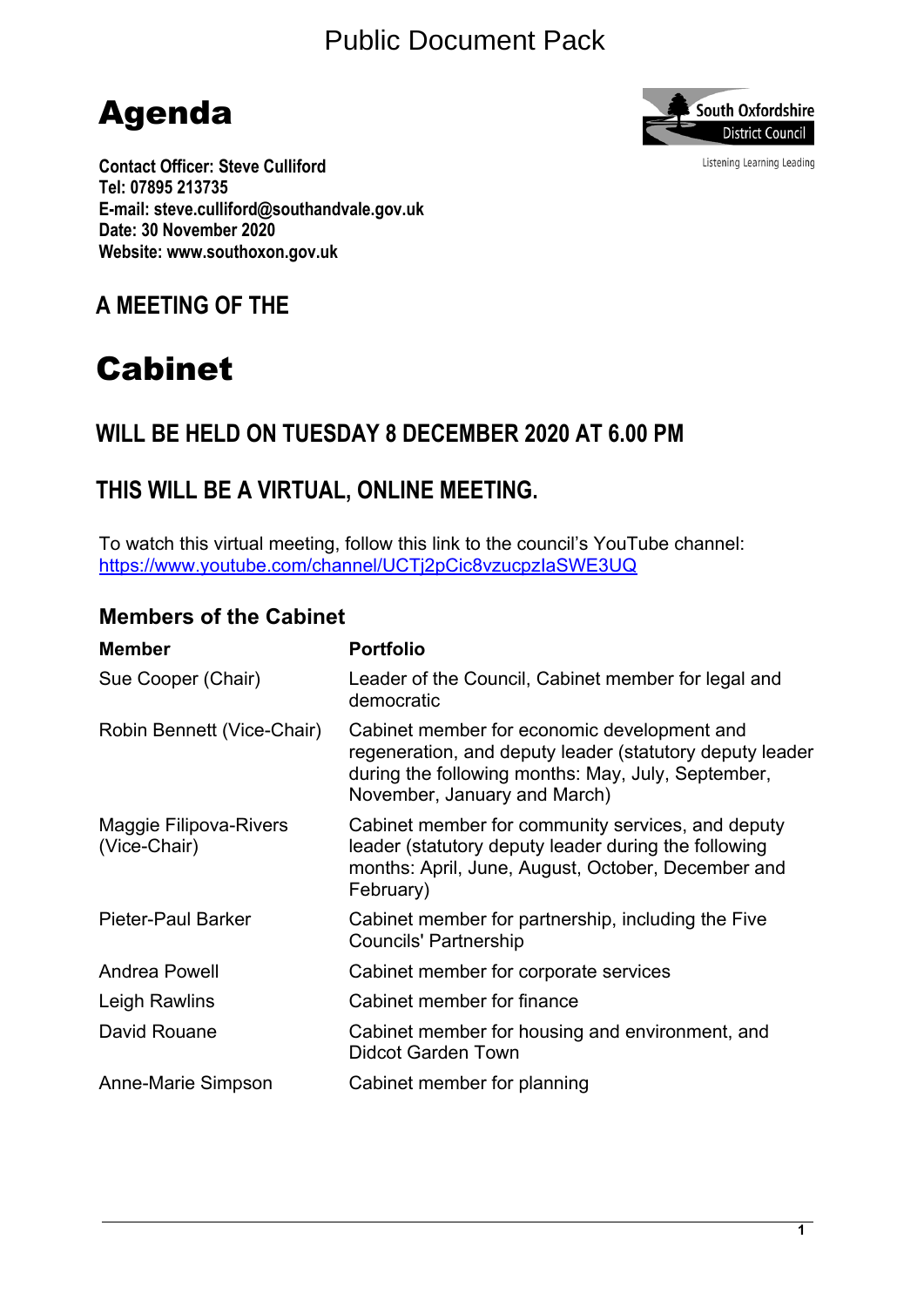Public Document Pack

# Agenda

South Oxfordshire District Council

Listening Learning Leading

**Contact Officer: Steve Culliford**
**Tel: 07895 213735**
**E-mail: steve.culliford@southandvale.gov.uk**
**Date: 30 November 2020**
**Website: www.southoxon.gov.uk**

## A MEETING OF THE

# Cabinet

## WILL BE HELD ON TUESDAY 8 DECEMBER 2020 AT 6.00 PM

## THIS WILL BE A VIRTUAL, ONLINE MEETING.

To watch this virtual meeting, follow this link to the council's YouTube channel:
[https://www.youtube.com/channel/UCTj2pCic8vzucpzIaSWE3UQ](https://www.youtube.com/channel/UCTj2pCic8vzucpzIaSWE3UQ)

### Members of the Cabinet

| **Member** | **Portfolio** |
|---|---|
| Sue Cooper (Chair) | Leader of the Council, Cabinet member for legal and democratic |
| Robin Bennett (Vice-Chair) | Cabinet member for economic development and regeneration, and deputy leader (statutory deputy leader during the following months: May, July, September, November, January and March) |
| Maggie Filipova-Rivers (Vice-Chair) | Cabinet member for community services, and deputy leader (statutory deputy leader during the following months: April, June, August, October, December and February) |
| Pieter-Paul Barker | Cabinet member for partnership, including the Five Councils' Partnership |
| Andrea Powell | Cabinet member for corporate services |
| Leigh Rawlins | Cabinet member for finance |
| David Rouane | Cabinet member for housing and environment, and Didcot Garden Town |
| Anne-Marie Simpson | Cabinet member for planning |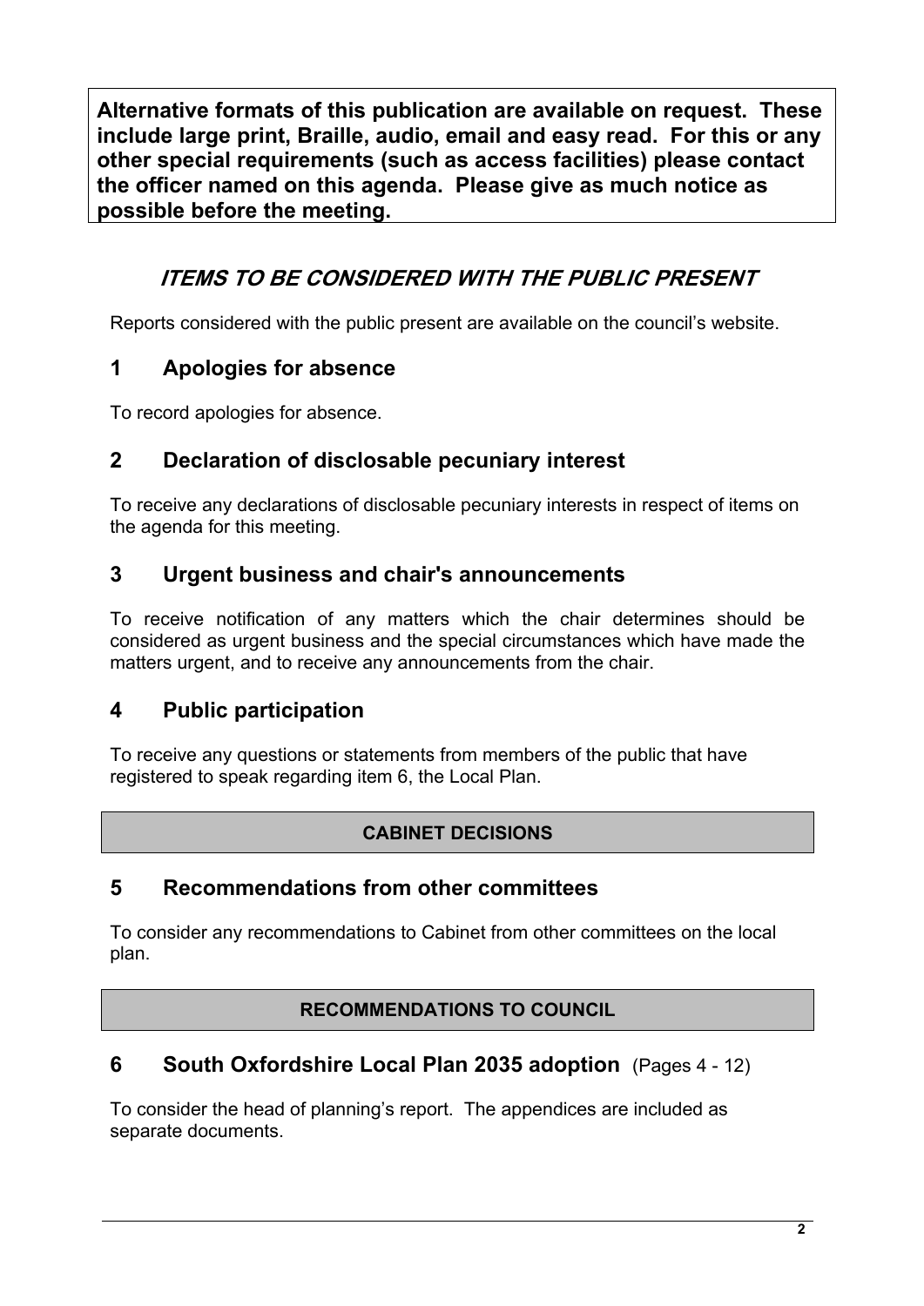**Alternative formats of this publication are available on request. These include large print, Braille, audio, email and easy read. For this or any other special requirements (such as access facilities) please contact the officer named on this agenda. Please give as much notice as possible before the meeting.**

## *ITEMS TO BE CONSIDERED WITH THE PUBLIC PRESENT*

Reports considered with the public present are available on the council's website.

### 1 Apologies for absence

To record apologies for absence.

### 2 Declaration of disclosable pecuniary interest

To receive any declarations of disclosable pecuniary interests in respect of items on the agenda for this meeting.

### 3 Urgent business and chair's announcements

To receive notification of any matters which the chair determines should be considered as urgent business and the special circumstances which have made the matters urgent, and to receive any announcements from the chair.

### 4 Public participation

To receive any questions or statements from members of the public that have registered to speak regarding item 6, the Local Plan.

**CABINET DECISIONS**

### 5 Recommendations from other committees

To consider any recommendations to Cabinet from other committees on the local plan.

**RECOMMENDATIONS TO COUNCIL**

### 6 South Oxfordshire Local Plan 2035 adoption (Pages 4 - 12)

To consider the head of planning's report. The appendices are included as separate documents.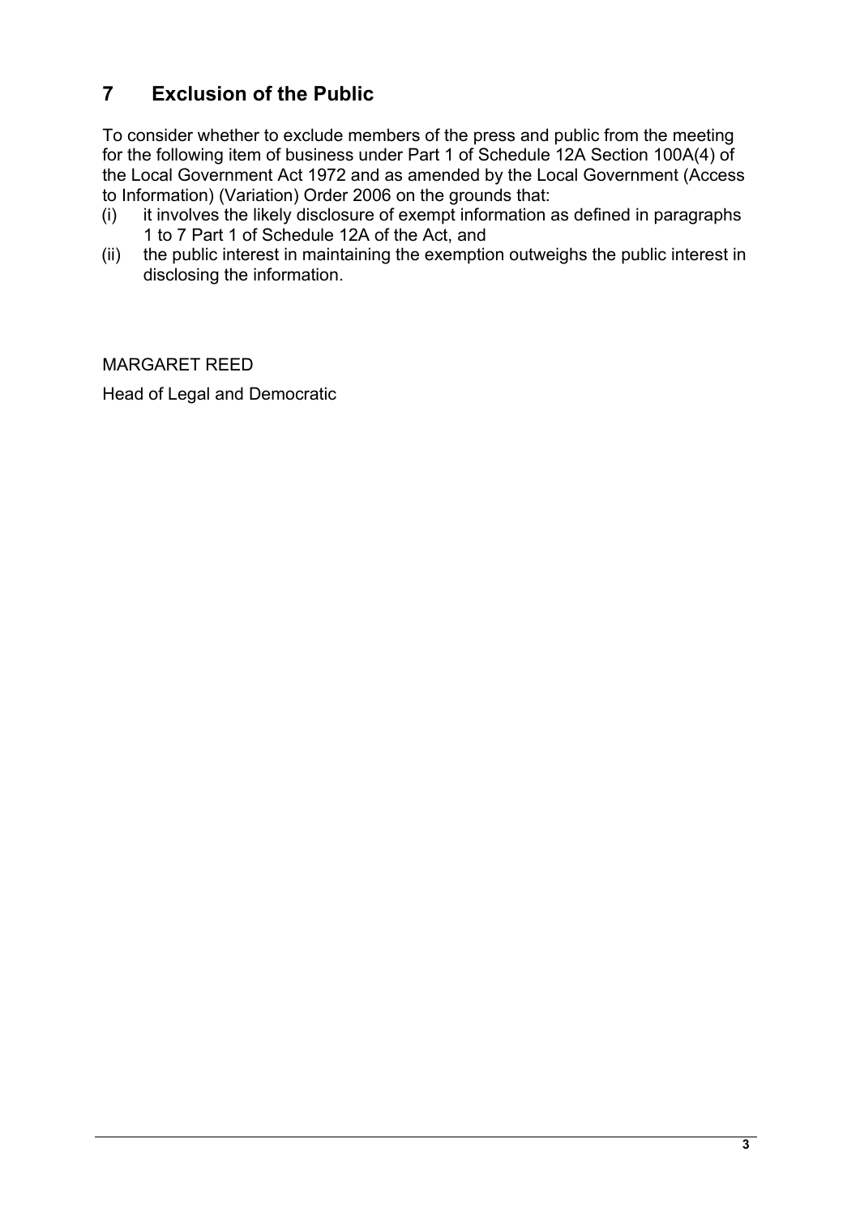## 7 Exclusion of the Public

To consider whether to exclude members of the press and public from the meeting for the following item of business under Part 1 of Schedule 12A Section 100A(4) of the Local Government Act 1972 and as amended by the Local Government (Access to Information) (Variation) Order 2006 on the grounds that:

(i) it involves the likely disclosure of exempt information as defined in paragraphs 1 to 7 Part 1 of Schedule 12A of the Act, and

(ii) the public interest in maintaining the exemption outweighs the public interest in disclosing the information.

MARGARET REED

Head of Legal and Democratic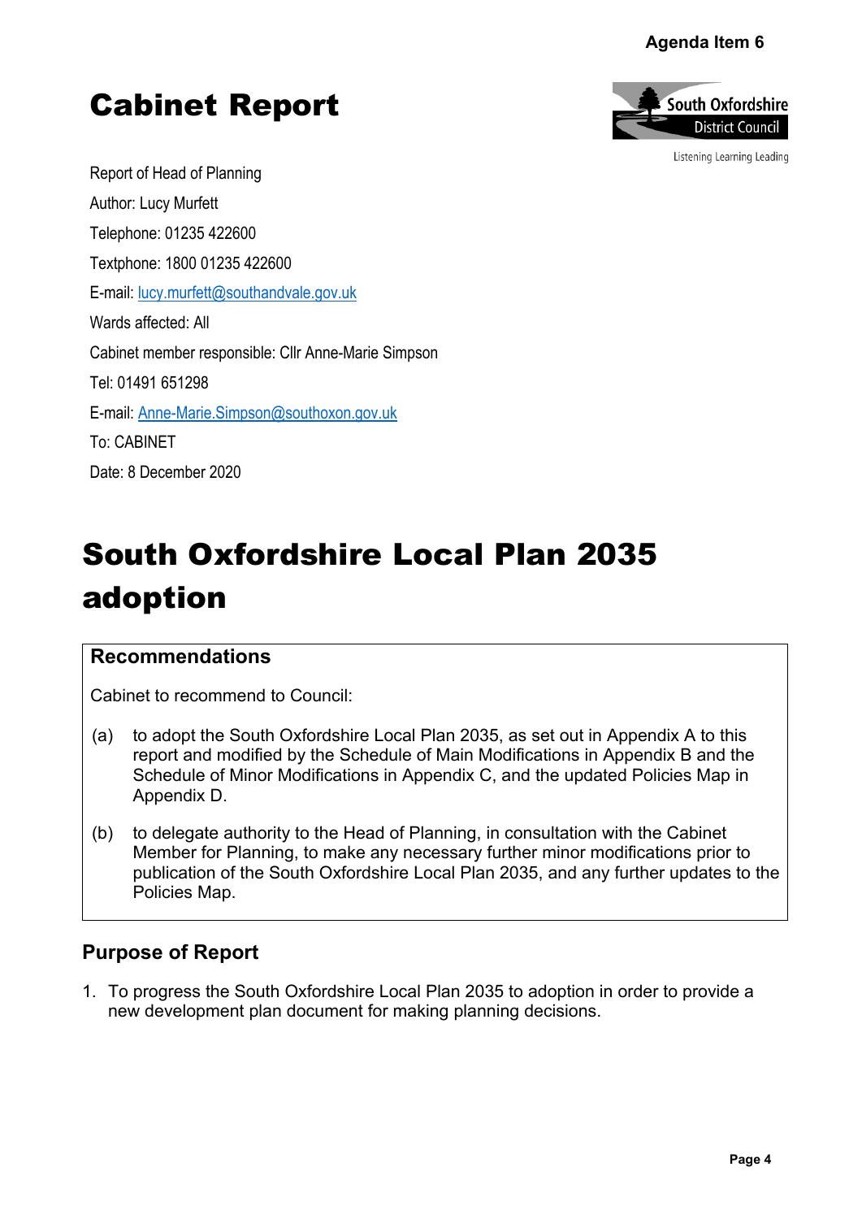Agenda Item 6

# Cabinet Report

South Oxfordshire District Council

Listening Learning Leading

Report of Head of Planning

Author: Lucy Murfett

Telephone: 01235 422600

Textphone: 1800 01235 422600

E-mail: lucy.murfett@southandvale.gov.uk

Wards affected: All

Cabinet member responsible: Cllr Anne-Marie Simpson

Tel: 01491 651298

E-mail: Anne-Marie.Simpson@southoxon.gov.uk

To: CABINET

Date: 8 December 2020

# South Oxfordshire Local Plan 2035 adoption

## Recommendations

Cabinet to recommend to Council:

(a) to adopt the South Oxfordshire Local Plan 2035, as set out in Appendix A to this report and modified by the Schedule of Main Modifications in Appendix B and the Schedule of Minor Modifications in Appendix C, and the updated Policies Map in Appendix D.

(b) to delegate authority to the Head of Planning, in consultation with the Cabinet Member for Planning, to make any necessary further minor modifications prior to publication of the South Oxfordshire Local Plan 2035, and any further updates to the Policies Map.

## Purpose of Report

1. To progress the South Oxfordshire Local Plan 2035 to adoption in order to provide a new development plan document for making planning decisions.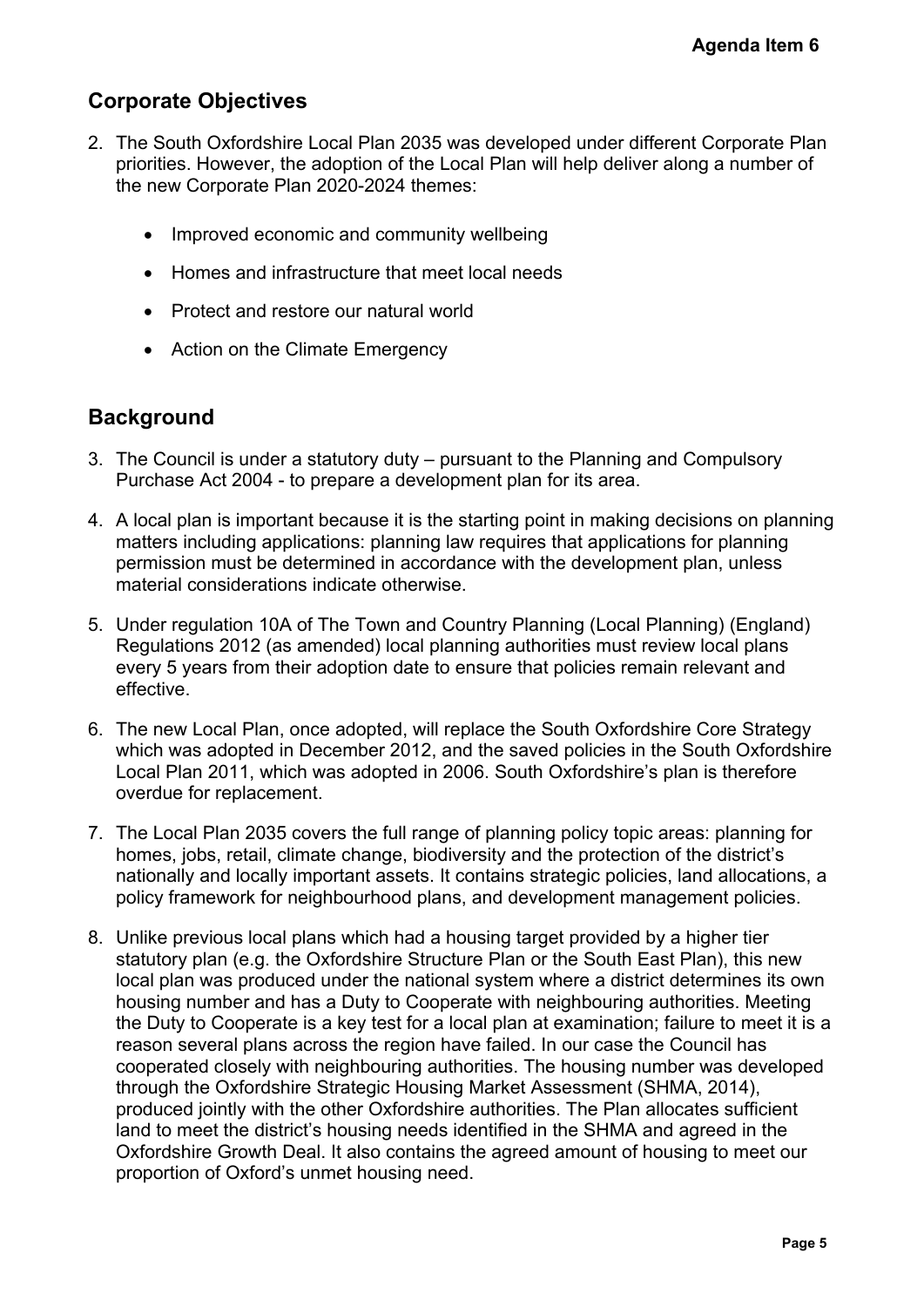## Corporate Objectives

2. The South Oxfordshire Local Plan 2035 was developed under different Corporate Plan priorities. However, the adoption of the Local Plan will help deliver along a number of the new Corporate Plan 2020-2024 themes:

   - Improved economic and community wellbeing
   - Homes and infrastructure that meet local needs
   - Protect and restore our natural world
   - Action on the Climate Emergency

## Background

3. The Council is under a statutory duty – pursuant to the Planning and Compulsory Purchase Act 2004 - to prepare a development plan for its area.

4. A local plan is important because it is the starting point in making decisions on planning matters including applications: planning law requires that applications for planning permission must be determined in accordance with the development plan, unless material considerations indicate otherwise.

5. Under regulation 10A of The Town and Country Planning (Local Planning) (England) Regulations 2012 (as amended) local planning authorities must review local plans every 5 years from their adoption date to ensure that policies remain relevant and effective.

6. The new Local Plan, once adopted, will replace the South Oxfordshire Core Strategy which was adopted in December 2012, and the saved policies in the South Oxfordshire Local Plan 2011, which was adopted in 2006. South Oxfordshire's plan is therefore overdue for replacement.

7. The Local Plan 2035 covers the full range of planning policy topic areas: planning for homes, jobs, retail, climate change, biodiversity and the protection of the district's nationally and locally important assets. It contains strategic policies, land allocations, a policy framework for neighbourhood plans, and development management policies.

8. Unlike previous local plans which had a housing target provided by a higher tier statutory plan (e.g. the Oxfordshire Structure Plan or the South East Plan), this new local plan was produced under the national system where a district determines its own housing number and has a Duty to Cooperate with neighbouring authorities. Meeting the Duty to Cooperate is a key test for a local plan at examination; failure to meet it is a reason several plans across the region have failed. In our case the Council has cooperated closely with neighbouring authorities. The housing number was developed through the Oxfordshire Strategic Housing Market Assessment (SHMA, 2014), produced jointly with the other Oxfordshire authorities. The Plan allocates sufficient land to meet the district's housing needs identified in the SHMA and agreed in the Oxfordshire Growth Deal. It also contains the agreed amount of housing to meet our proportion of Oxford's unmet housing need.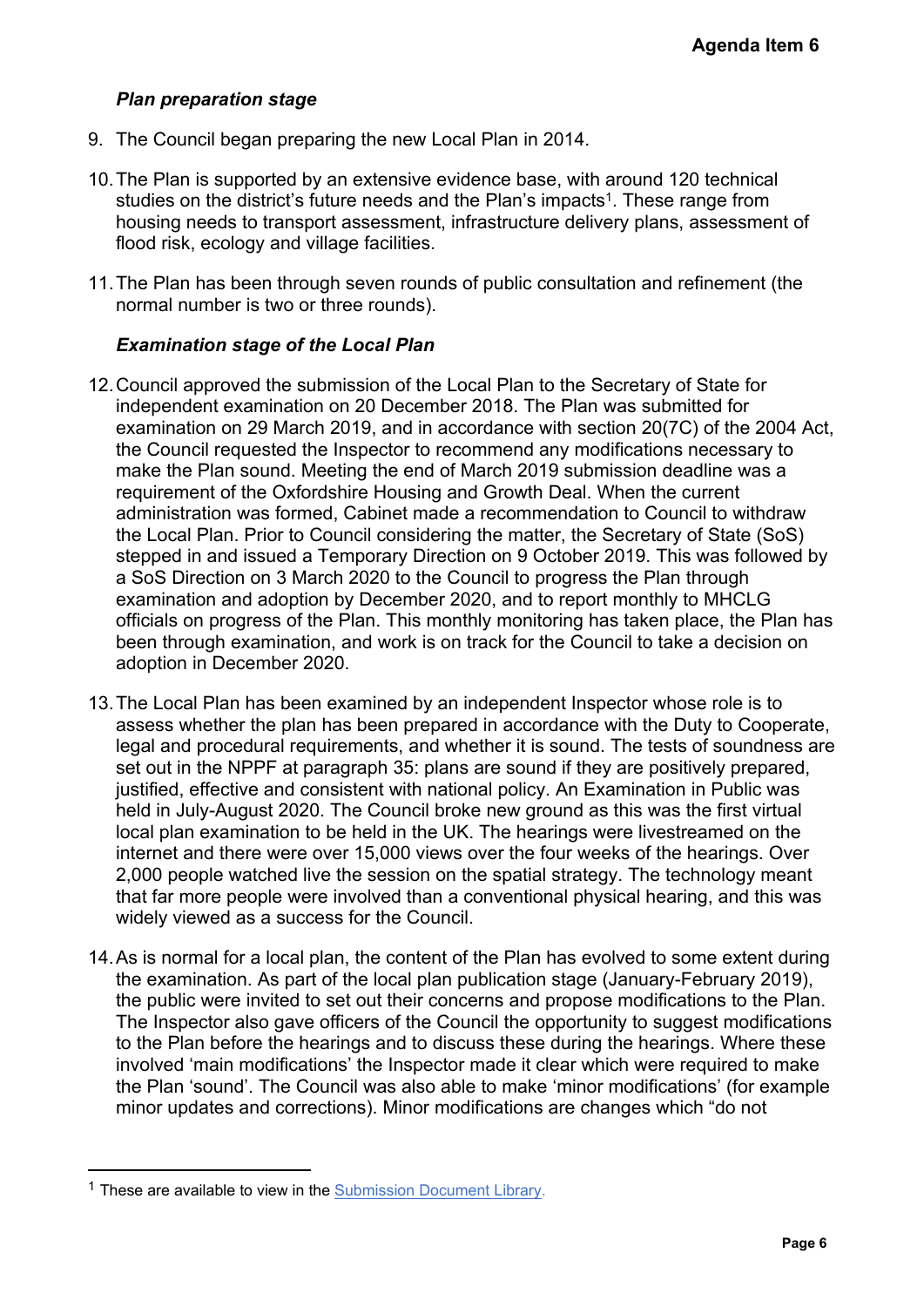### *Plan preparation stage*

9. The Council began preparing the new Local Plan in 2014.

10. The Plan is supported by an extensive evidence base, with around 120 technical studies on the district's future needs and the Plan's impacts[1]. These range from housing needs to transport assessment, infrastructure delivery plans, assessment of flood risk, ecology and village facilities.

11. The Plan has been through seven rounds of public consultation and refinement (the normal number is two or three rounds).

### *Examination stage of the Local Plan*

12. Council approved the submission of the Local Plan to the Secretary of State for independent examination on 20 December 2018. The Plan was submitted for examination on 29 March 2019, and in accordance with section 20(7C) of the 2004 Act, the Council requested the Inspector to recommend any modifications necessary to make the Plan sound. Meeting the end of March 2019 submission deadline was a requirement of the Oxfordshire Housing and Growth Deal. When the current administration was formed, Cabinet made a recommendation to Council to withdraw the Local Plan. Prior to Council considering the matter, the Secretary of State (SoS) stepped in and issued a Temporary Direction on 9 October 2019. This was followed by a SoS Direction on 3 March 2020 to the Council to progress the Plan through examination and adoption by December 2020, and to report monthly to MHCLG officials on progress of the Plan. This monthly monitoring has taken place, the Plan has been through examination, and work is on track for the Council to take a decision on adoption in December 2020.

13. The Local Plan has been examined by an independent Inspector whose role is to assess whether the plan has been prepared in accordance with the Duty to Cooperate, legal and procedural requirements, and whether it is sound. The tests of soundness are set out in the NPPF at paragraph 35: plans are sound if they are positively prepared, justified, effective and consistent with national policy. An Examination in Public was held in July-August 2020. The Council broke new ground as this was the first virtual local plan examination to be held in the UK. The hearings were livestreamed on the internet and there were over 15,000 views over the four weeks of the hearings. Over 2,000 people watched live the session on the spatial strategy. The technology meant that far more people were involved than a conventional physical hearing, and this was widely viewed as a success for the Council.

14. As is normal for a local plan, the content of the Plan has evolved to some extent during the examination. As part of the local plan publication stage (January-February 2019), the public were invited to set out their concerns and propose modifications to the Plan. The Inspector also gave officers of the Council the opportunity to suggest modifications to the Plan before the hearings and to discuss these during the hearings. Where these involved 'main modifications' the Inspector made it clear which were required to make the Plan 'sound'. The Council was also able to make 'minor modifications' (for example minor updates and corrections). Minor modifications are changes which "do not

---

[1] These are available to view in the Submission Document Library.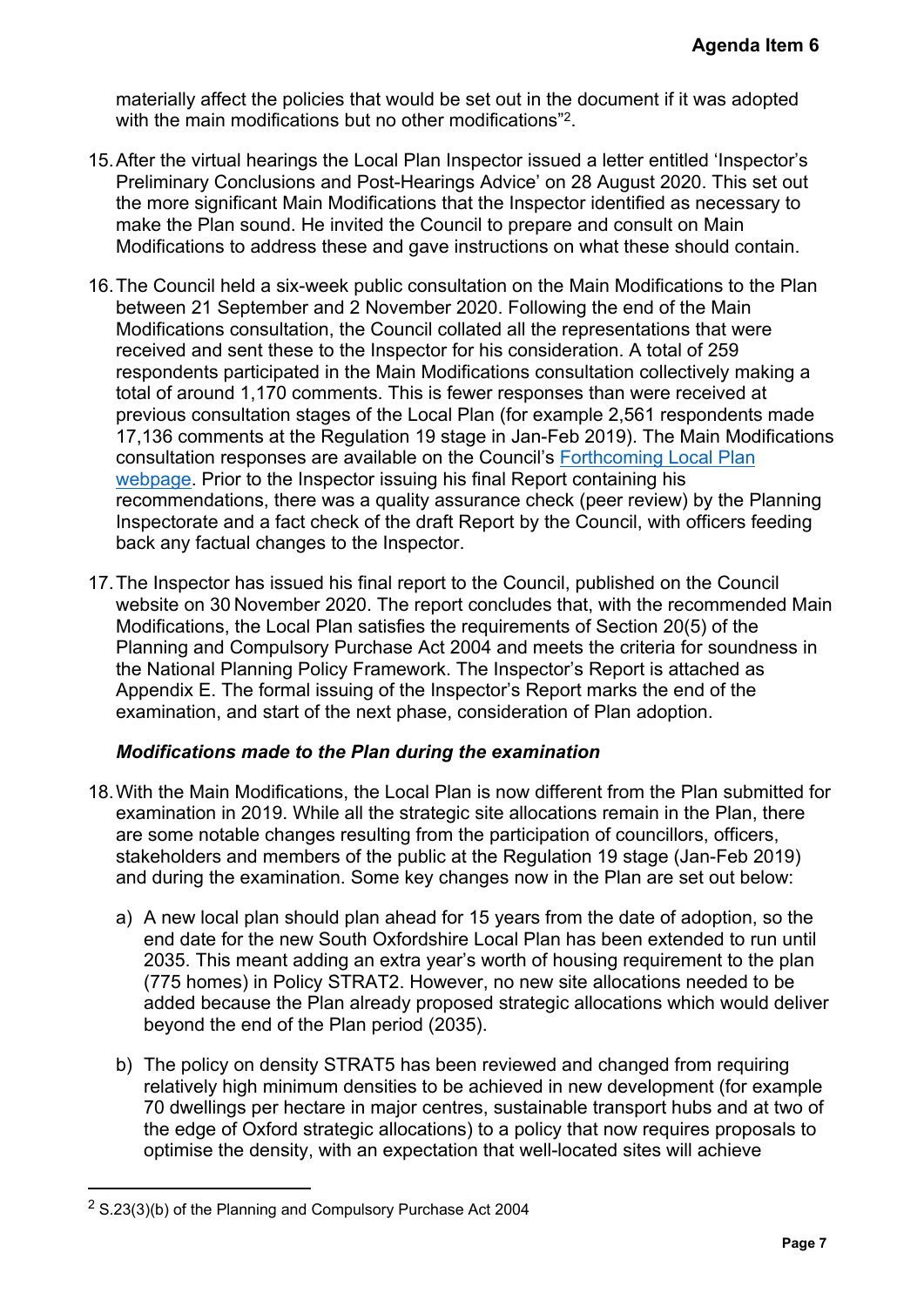materially affect the policies that would be set out in the document if it was adopted with the main modifications but no other modifications"[2].

15. After the virtual hearings the Local Plan Inspector issued a letter entitled 'Inspector's Preliminary Conclusions and Post-Hearings Advice' on 28 August 2020. This set out the more significant Main Modifications that the Inspector identified as necessary to make the Plan sound. He invited the Council to prepare and consult on Main Modifications to address these and gave instructions on what these should contain.

16. The Council held a six-week public consultation on the Main Modifications to the Plan between 21 September and 2 November 2020. Following the end of the Main Modifications consultation, the Council collated all the representations that were received and sent these to the Inspector for his consideration. A total of 259 respondents participated in the Main Modifications consultation collectively making a total of around 1,170 comments. This is fewer responses than were received at previous consultation stages of the Local Plan (for example 2,561 respondents made 17,136 comments at the Regulation 19 stage in Jan-Feb 2019). The Main Modifications consultation responses are available on the Council's [Forthcoming Local Plan webpage](). Prior to the Inspector issuing his final Report containing his recommendations, there was a quality assurance check (peer review) by the Planning Inspectorate and a fact check of the draft Report by the Council, with officers feeding back any factual changes to the Inspector.

17. The Inspector has issued his final report to the Council, published on the Council website on 30 November 2020. The report concludes that, with the recommended Main Modifications, the Local Plan satisfies the requirements of Section 20(5) of the Planning and Compulsory Purchase Act 2004 and meets the criteria for soundness in the National Planning Policy Framework. The Inspector's Report is attached as Appendix E. The formal issuing of the Inspector's Report marks the end of the examination, and start of the next phase, consideration of Plan adoption.

### *Modifications made to the Plan during the examination*

18. With the Main Modifications, the Local Plan is now different from the Plan submitted for examination in 2019. While all the strategic site allocations remain in the Plan, there are some notable changes resulting from the participation of councillors, officers, stakeholders and members of the public at the Regulation 19 stage (Jan-Feb 2019) and during the examination. Some key changes now in the Plan are set out below:

    a) A new local plan should plan ahead for 15 years from the date of adoption, so the end date for the new South Oxfordshire Local Plan has been extended to run until 2035. This meant adding an extra year's worth of housing requirement to the plan (775 homes) in Policy STRAT2. However, no new site allocations needed to be added because the Plan already proposed strategic allocations which would deliver beyond the end of the Plan period (2035).

    b) The policy on density STRAT5 has been reviewed and changed from requiring relatively high minimum densities to be achieved in new development (for example 70 dwellings per hectare in major centres, sustainable transport hubs and at two of the edge of Oxford strategic allocations) to a policy that now requires proposals to optimise the density, with an expectation that well-located sites will achieve

[2] S.23(3)(b) of the Planning and Compulsory Purchase Act 2004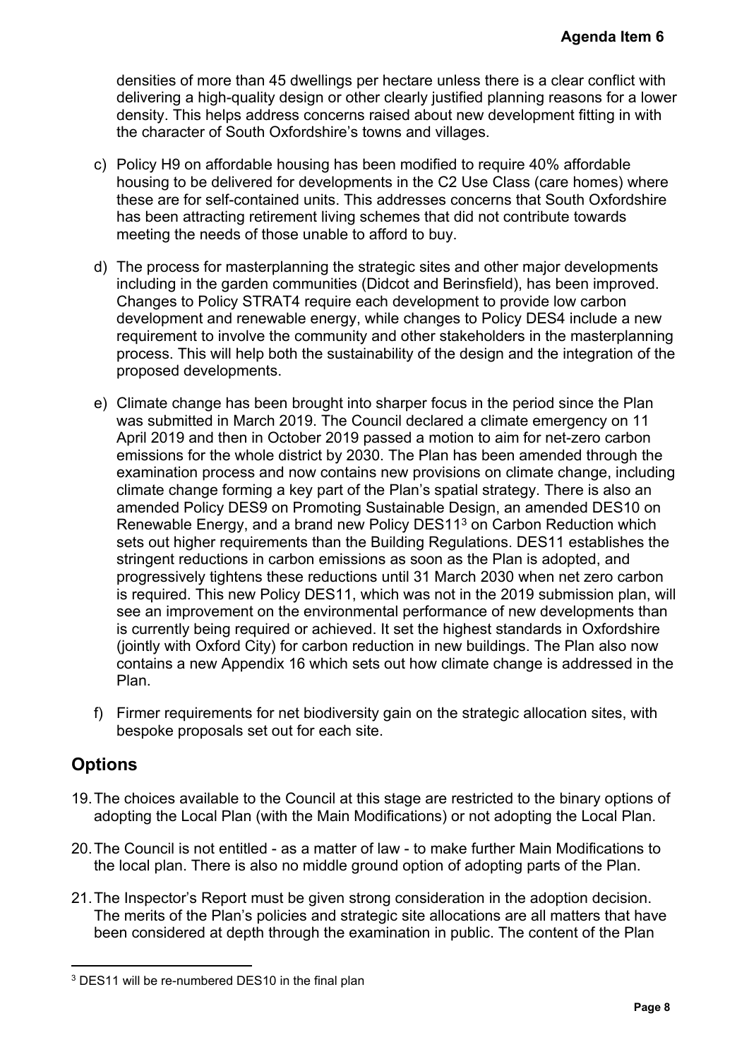densities of more than 45 dwellings per hectare unless there is a clear conflict with delivering a high-quality design or other clearly justified planning reasons for a lower density. This helps address concerns raised about new development fitting in with the character of South Oxfordshire's towns and villages.

c) Policy H9 on affordable housing has been modified to require 40% affordable housing to be delivered for developments in the C2 Use Class (care homes) where these are for self-contained units. This addresses concerns that South Oxfordshire has been attracting retirement living schemes that did not contribute towards meeting the needs of those unable to afford to buy.

d) The process for masterplanning the strategic sites and other major developments including in the garden communities (Didcot and Berinsfield), has been improved. Changes to Policy STRAT4 require each development to provide low carbon development and renewable energy, while changes to Policy DES4 include a new requirement to involve the community and other stakeholders in the masterplanning process. This will help both the sustainability of the design and the integration of the proposed developments.

e) Climate change has been brought into sharper focus in the period since the Plan was submitted in March 2019. The Council declared a climate emergency on 11 April 2019 and then in October 2019 passed a motion to aim for net-zero carbon emissions for the whole district by 2030. The Plan has been amended through the examination process and now contains new provisions on climate change, including climate change forming a key part of the Plan's spatial strategy. There is also an amended Policy DES9 on Promoting Sustainable Design, an amended DES10 on Renewable Energy, and a brand new Policy DES11[3] on Carbon Reduction which sets out higher requirements than the Building Regulations. DES11 establishes the stringent reductions in carbon emissions as soon as the Plan is adopted, and progressively tightens these reductions until 31 March 2030 when net zero carbon is required. This new Policy DES11, which was not in the 2019 submission plan, will see an improvement on the environmental performance of new developments than is currently being required or achieved. It set the highest standards in Oxfordshire (jointly with Oxford City) for carbon reduction in new buildings. The Plan also now contains a new Appendix 16 which sets out how climate change is addressed in the Plan.

f) Firmer requirements for net biodiversity gain on the strategic allocation sites, with bespoke proposals set out for each site.

## Options

19. The choices available to the Council at this stage are restricted to the binary options of adopting the Local Plan (with the Main Modifications) or not adopting the Local Plan.

20. The Council is not entitled - as a matter of law - to make further Main Modifications to the local plan. There is also no middle ground option of adopting parts of the Plan.

21. The Inspector's Report must be given strong consideration in the adoption decision. The merits of the Plan's policies and strategic site allocations are all matters that have been considered at depth through the examination in public. The content of the Plan

[3] DES11 will be re-numbered DES10 in the final plan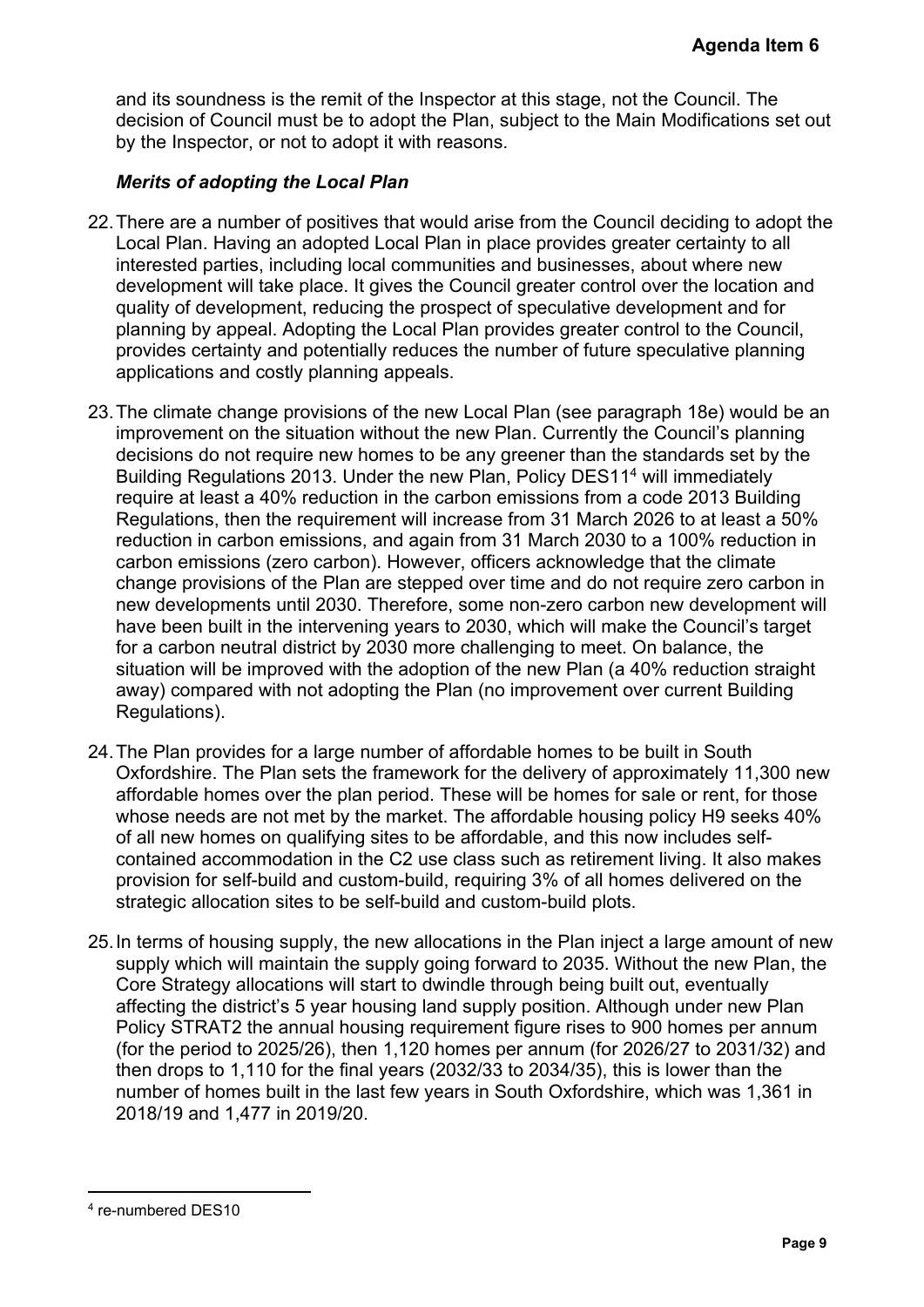and its soundness is the remit of the Inspector at this stage, not the Council. The decision of Council must be to adopt the Plan, subject to the Main Modifications set out by the Inspector, or not to adopt it with reasons.

***Merits of adopting the Local Plan***

22. There are a number of positives that would arise from the Council deciding to adopt the Local Plan. Having an adopted Local Plan in place provides greater certainty to all interested parties, including local communities and businesses, about where new development will take place. It gives the Council greater control over the location and quality of development, reducing the prospect of speculative development and for planning by appeal. Adopting the Local Plan provides greater control to the Council, provides certainty and potentially reduces the number of future speculative planning applications and costly planning appeals.

23. The climate change provisions of the new Local Plan (see paragraph 18e) would be an improvement on the situation without the new Plan. Currently the Council's planning decisions do not require new homes to be any greener than the standards set by the Building Regulations 2013. Under the new Plan, Policy DES11[4] will immediately require at least a 40% reduction in the carbon emissions from a code 2013 Building Regulations, then the requirement will increase from 31 March 2026 to at least a 50% reduction in carbon emissions, and again from 31 March 2030 to a 100% reduction in carbon emissions (zero carbon). However, officers acknowledge that the climate change provisions of the Plan are stepped over time and do not require zero carbon in new developments until 2030. Therefore, some non-zero carbon new development will have been built in the intervening years to 2030, which will make the Council's target for a carbon neutral district by 2030 more challenging to meet. On balance, the situation will be improved with the adoption of the new Plan (a 40% reduction straight away) compared with not adopting the Plan (no improvement over current Building Regulations).

24. The Plan provides for a large number of affordable homes to be built in South Oxfordshire. The Plan sets the framework for the delivery of approximately 11,300 new affordable homes over the plan period. These will be homes for sale or rent, for those whose needs are not met by the market. The affordable housing policy H9 seeks 40% of all new homes on qualifying sites to be affordable, and this now includes self-contained accommodation in the C2 use class such as retirement living. It also makes provision for self-build and custom-build, requiring 3% of all homes delivered on the strategic allocation sites to be self-build and custom-build plots.

25. In terms of housing supply, the new allocations in the Plan inject a large amount of new supply which will maintain the supply going forward to 2035. Without the new Plan, the Core Strategy allocations will start to dwindle through being built out, eventually affecting the district's 5 year housing land supply position. Although under new Plan Policy STRAT2 the annual housing requirement figure rises to 900 homes per annum (for the period to 2025/26), then 1,120 homes per annum (for 2026/27 to 2031/32) and then drops to 1,110 for the final years (2032/33 to 2034/35), this is lower than the number of homes built in the last few years in South Oxfordshire, which was 1,361 in 2018/19 and 1,477 in 2019/20.

[4] re-numbered DES10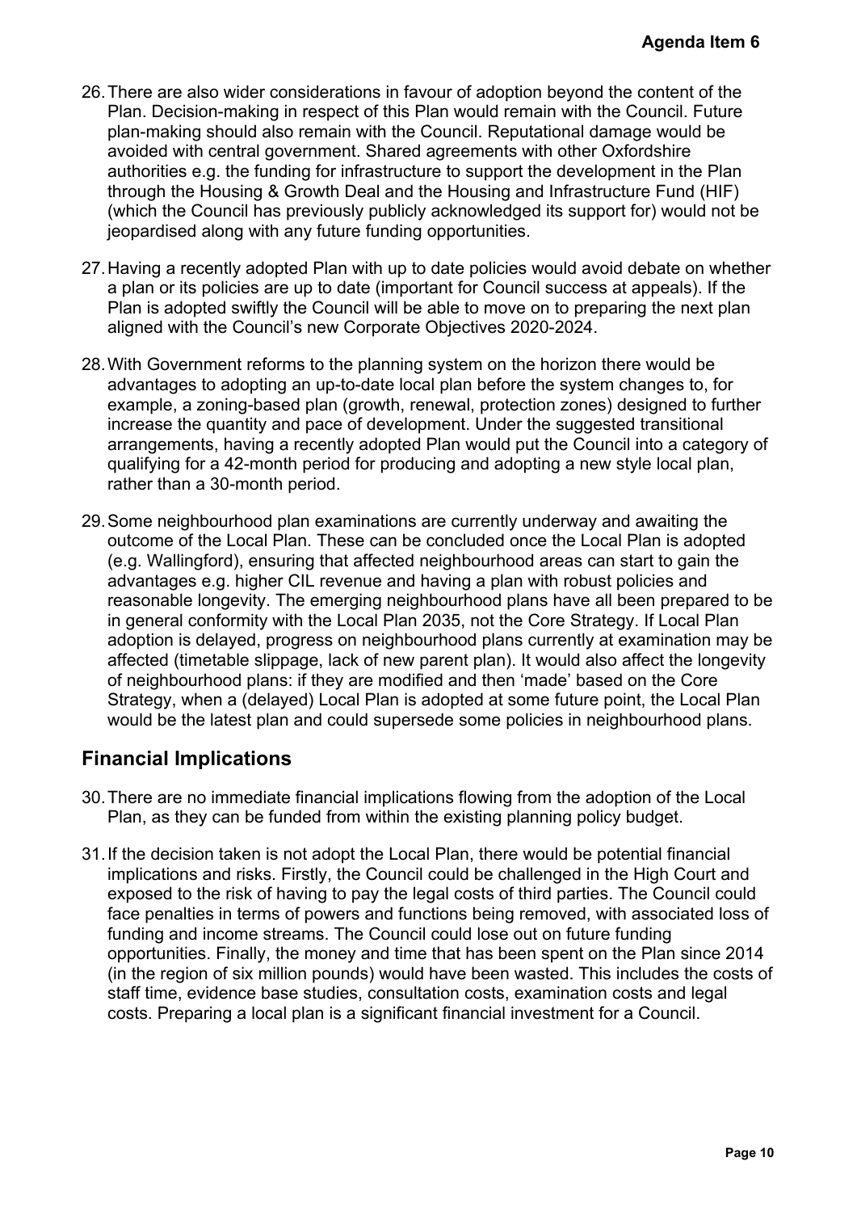26. There are also wider considerations in favour of adoption beyond the content of the Plan. Decision-making in respect of this Plan would remain with the Council. Future plan-making should also remain with the Council. Reputational damage would be avoided with central government. Shared agreements with other Oxfordshire authorities e.g. the funding for infrastructure to support the development in the Plan through the Housing & Growth Deal and the Housing and Infrastructure Fund (HIF) (which the Council has previously publicly acknowledged its support for) would not be jeopardised along with any future funding opportunities.

27. Having a recently adopted Plan with up to date policies would avoid debate on whether a plan or its policies are up to date (important for Council success at appeals). If the Plan is adopted swiftly the Council will be able to move on to preparing the next plan aligned with the Council's new Corporate Objectives 2020-2024.

28. With Government reforms to the planning system on the horizon there would be advantages to adopting an up-to-date local plan before the system changes to, for example, a zoning-based plan (growth, renewal, protection zones) designed to further increase the quantity and pace of development. Under the suggested transitional arrangements, having a recently adopted Plan would put the Council into a category of qualifying for a 42-month period for producing and adopting a new style local plan, rather than a 30-month period.

29. Some neighbourhood plan examinations are currently underway and awaiting the outcome of the Local Plan. These can be concluded once the Local Plan is adopted (e.g. Wallingford), ensuring that affected neighbourhood areas can start to gain the advantages e.g. higher CIL revenue and having a plan with robust policies and reasonable longevity. The emerging neighbourhood plans have all been prepared to be in general conformity with the Local Plan 2035, not the Core Strategy. If Local Plan adoption is delayed, progress on neighbourhood plans currently at examination may be affected (timetable slippage, lack of new parent plan). It would also affect the longevity of neighbourhood plans: if they are modified and then 'made' based on the Core Strategy, when a (delayed) Local Plan is adopted at some future point, the Local Plan would be the latest plan and could supersede some policies in neighbourhood plans.

## Financial Implications

30. There are no immediate financial implications flowing from the adoption of the Local Plan, as they can be funded from within the existing planning policy budget.

31. If the decision taken is not adopt the Local Plan, there would be potential financial implications and risks. Firstly, the Council could be challenged in the High Court and exposed to the risk of having to pay the legal costs of third parties. The Council could face penalties in terms of powers and functions being removed, with associated loss of funding and income streams. The Council could lose out on future funding opportunities. Finally, the money and time that has been spent on the Plan since 2014 (in the region of six million pounds) would have been wasted. This includes the costs of staff time, evidence base studies, consultation costs, examination costs and legal costs. Preparing a local plan is a significant financial investment for a Council.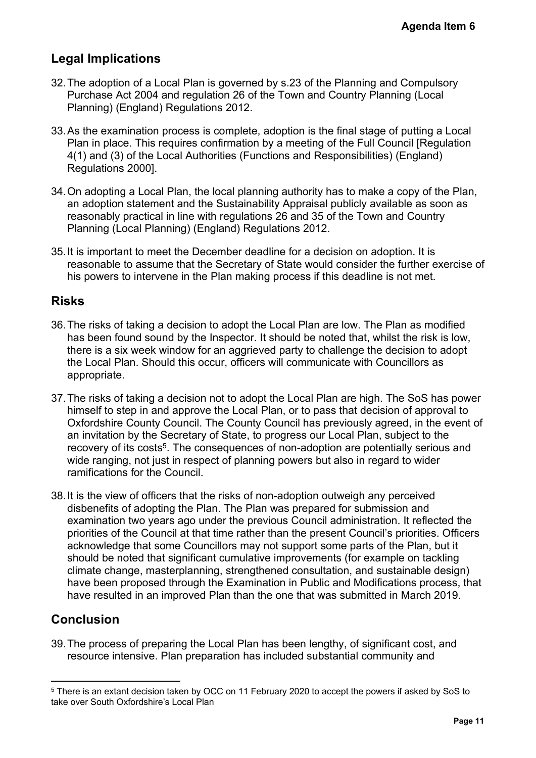## Legal Implications

32. The adoption of a Local Plan is governed by s.23 of the Planning and Compulsory Purchase Act 2004 and regulation 26 of the Town and Country Planning (Local Planning) (England) Regulations 2012.

33. As the examination process is complete, adoption is the final stage of putting a Local Plan in place. This requires confirmation by a meeting of the Full Council [Regulation 4(1) and (3) of the Local Authorities (Functions and Responsibilities) (England) Regulations 2000].

34. On adopting a Local Plan, the local planning authority has to make a copy of the Plan, an adoption statement and the Sustainability Appraisal publicly available as soon as reasonably practical in line with regulations 26 and 35 of the Town and Country Planning (Local Planning) (England) Regulations 2012.

35. It is important to meet the December deadline for a decision on adoption. It is reasonable to assume that the Secretary of State would consider the further exercise of his powers to intervene in the Plan making process if this deadline is not met.

## Risks

36. The risks of taking a decision to adopt the Local Plan are low. The Plan as modified has been found sound by the Inspector. It should be noted that, whilst the risk is low, there is a six week window for an aggrieved party to challenge the decision to adopt the Local Plan. Should this occur, officers will communicate with Councillors as appropriate.

37. The risks of taking a decision not to adopt the Local Plan are high. The SoS has power himself to step in and approve the Local Plan, or to pass that decision of approval to Oxfordshire County Council. The County Council has previously agreed, in the event of an invitation by the Secretary of State, to progress our Local Plan, subject to the recovery of its costs[5]. The consequences of non-adoption are potentially serious and wide ranging, not just in respect of planning powers but also in regard to wider ramifications for the Council.

38. It is the view of officers that the risks of non-adoption outweigh any perceived disbenefits of adopting the Plan. The Plan was prepared for submission and examination two years ago under the previous Council administration. It reflected the priorities of the Council at that time rather than the present Council's priorities. Officers acknowledge that some Councillors may not support some parts of the Plan, but it should be noted that significant cumulative improvements (for example on tackling climate change, masterplanning, strengthened consultation, and sustainable design) have been proposed through the Examination in Public and Modifications process, that have resulted in an improved Plan than the one that was submitted in March 2019.

## Conclusion

39. The process of preparing the Local Plan has been lengthy, of significant cost, and resource intensive. Plan preparation has included substantial community and

---

[5] There is an extant decision taken by OCC on 11 February 2020 to accept the powers if asked by SoS to take over South Oxfordshire's Local Plan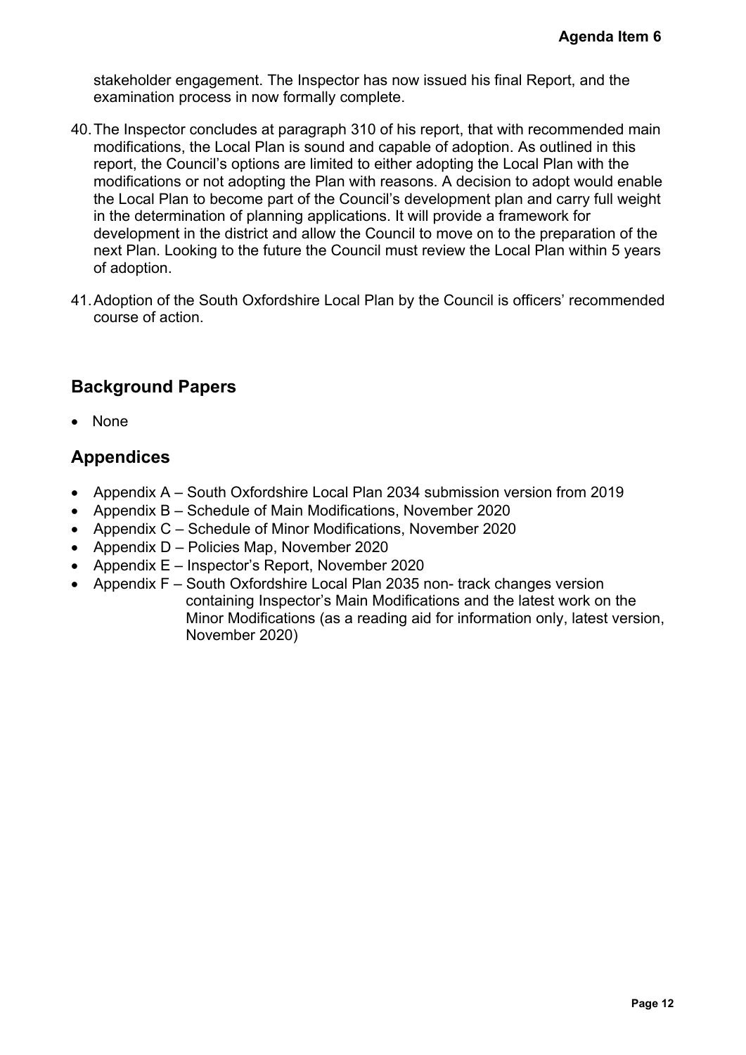stakeholder engagement. The Inspector has now issued his final Report, and the examination process in now formally complete.

40. The Inspector concludes at paragraph 310 of his report, that with recommended main modifications, the Local Plan is sound and capable of adoption. As outlined in this report, the Council's options are limited to either adopting the Local Plan with the modifications or not adopting the Plan with reasons. A decision to adopt would enable the Local Plan to become part of the Council's development plan and carry full weight in the determination of planning applications. It will provide a framework for development in the district and allow the Council to move on to the preparation of the next Plan. Looking to the future the Council must review the Local Plan within 5 years of adoption.

41. Adoption of the South Oxfordshire Local Plan by the Council is officers' recommended course of action.

## Background Papers

- None

## Appendices

- Appendix A – South Oxfordshire Local Plan 2034 submission version from 2019
- Appendix B – Schedule of Main Modifications, November 2020
- Appendix C – Schedule of Minor Modifications, November 2020
- Appendix D – Policies Map, November 2020
- Appendix E – Inspector's Report, November 2020
- Appendix F – South Oxfordshire Local Plan 2035 non- track changes version containing Inspector's Main Modifications and the latest work on the Minor Modifications (as a reading aid for information only, latest version, November 2020)